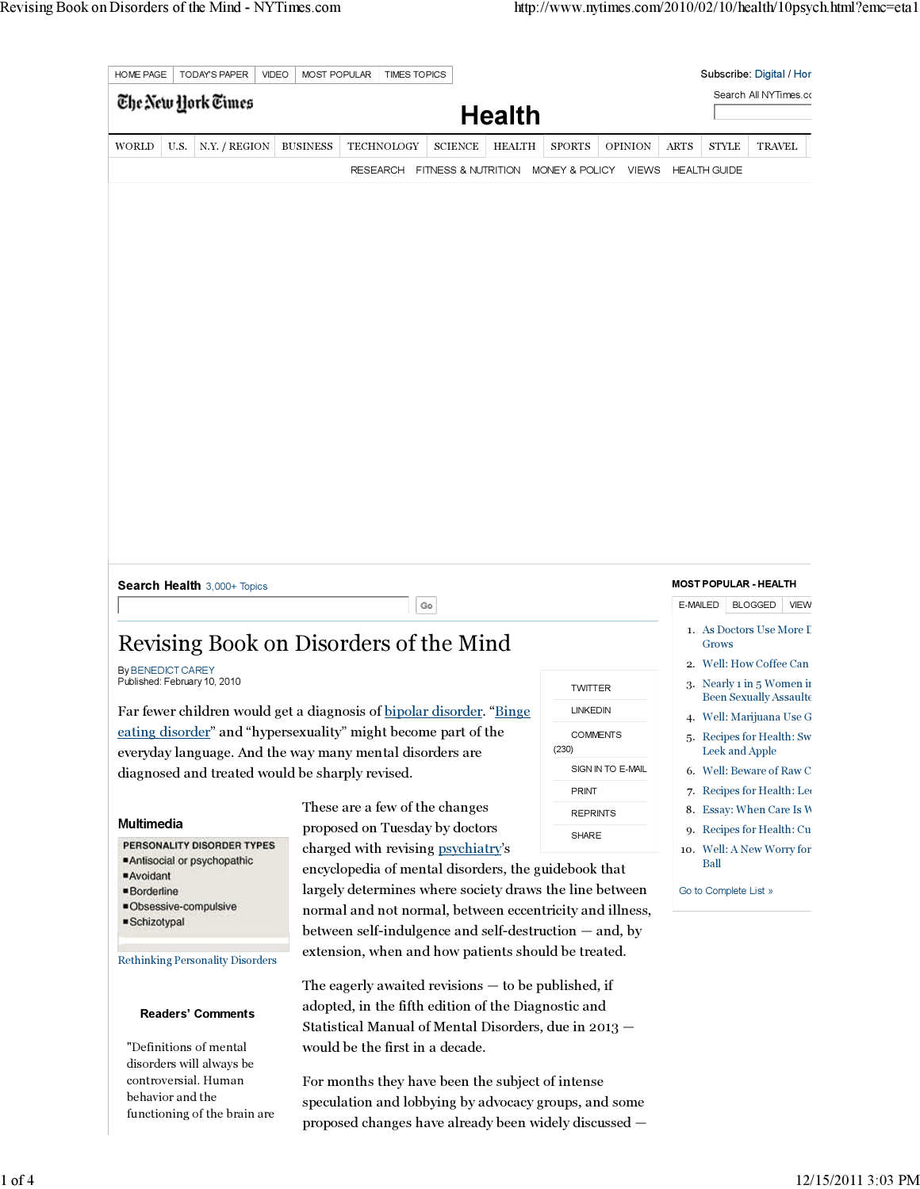# Revising Book on Disorders of the Mind

By BENEDICT CAREY
Published: February 10, 2010

Far fewer children would get a diagnosis of bipolar disorder. "Binge eating disorder" and "hypersexuality" might become part of the everyday language. And the way many mental disorders are diagnosed and treated would be sharply revised.

These are a few of the changes proposed on Tuesday by doctors charged with revising psychiatry's encyclopedia of mental disorders, the guidebook that largely determines where society draws the line between normal and not normal, between eccentricity and illness, between self-indulgence and self-destruction — and, by extension, when and how patients should be treated.

The eagerly awaited revisions — to be published, if adopted, in the fifth edition of the Diagnostic and Statistical Manual of Mental Disorders, due in 2013 — would be the first in a decade.

For months they have been the subject of intense speculation and lobbying by advocacy groups, and some proposed changes have already been widely discussed —

**Multimedia**

PERSONALITY DISORDER TYPES
- Antisocial or psychopathic
- Avoidant
- Borderline
- Obsessive-compulsive
- Schizotypal

Rethinking Personality Disorders

**Readers' Comments**

"Definitions of mental disorders will always be controversial. Human behavior and the functioning of the brain are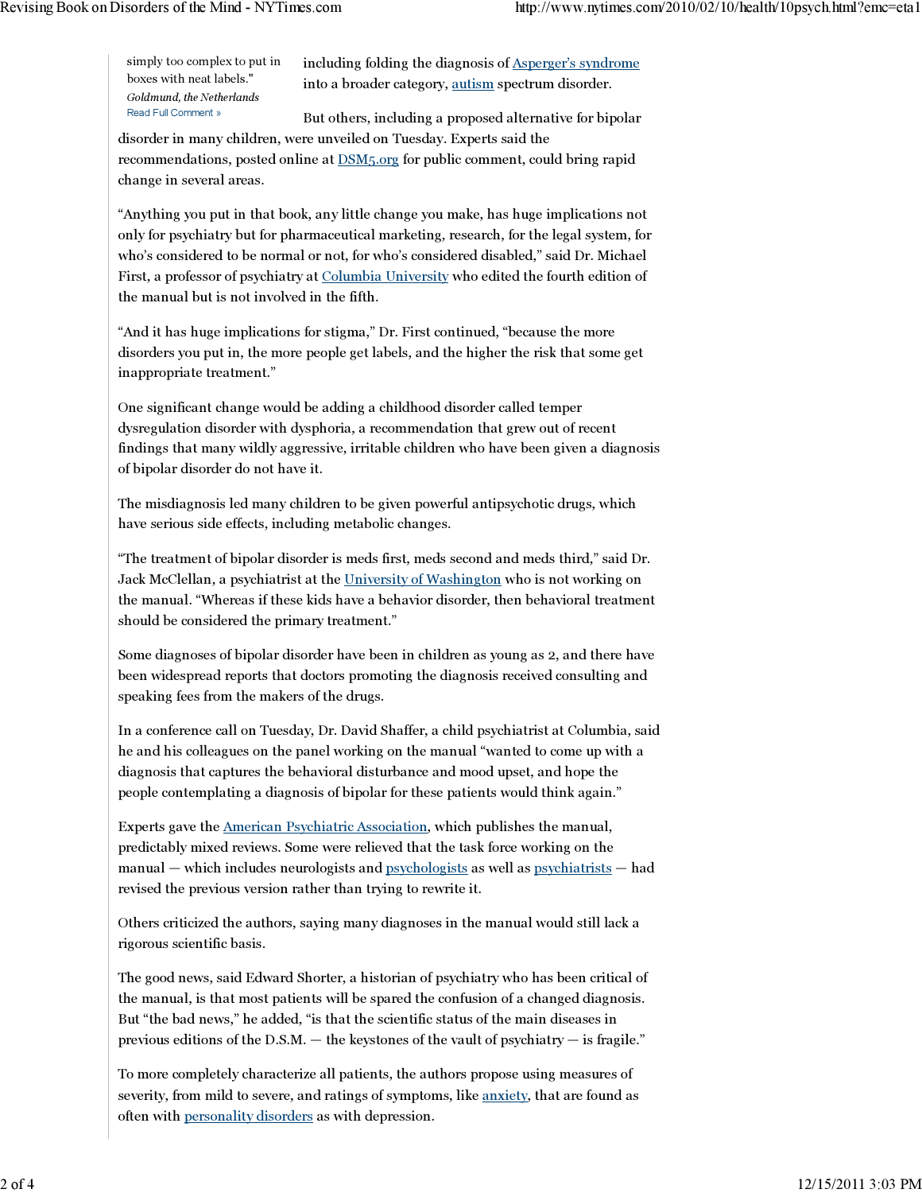simply too complex to put in boxes with neat labels."
*Goldmund, the Netherlands*
Read Full Comment »

including folding the diagnosis of Asperger's syndrome into a broader category, autism spectrum disorder.

But others, including a proposed alternative for bipolar disorder in many children, were unveiled on Tuesday. Experts said the recommendations, posted online at DSM5.org for public comment, could bring rapid change in several areas.

"Anything you put in that book, any little change you make, has huge implications not only for psychiatry but for pharmaceutical marketing, research, for the legal system, for who's considered to be normal or not, for who's considered disabled," said Dr. Michael First, a professor of psychiatry at Columbia University who edited the fourth edition of the manual but is not involved in the fifth.

"And it has huge implications for stigma," Dr. First continued, "because the more disorders you put in, the more people get labels, and the higher the risk that some get inappropriate treatment."

One significant change would be adding a childhood disorder called temper dysregulation disorder with dysphoria, a recommendation that grew out of recent findings that many wildly aggressive, irritable children who have been given a diagnosis of bipolar disorder do not have it.

The misdiagnosis led many children to be given powerful antipsychotic drugs, which have serious side effects, including metabolic changes.

"The treatment of bipolar disorder is meds first, meds second and meds third," said Dr. Jack McClellan, a psychiatrist at the University of Washington who is not working on the manual. "Whereas if these kids have a behavior disorder, then behavioral treatment should be considered the primary treatment."

Some diagnoses of bipolar disorder have been in children as young as 2, and there have been widespread reports that doctors promoting the diagnosis received consulting and speaking fees from the makers of the drugs.

In a conference call on Tuesday, Dr. David Shaffer, a child psychiatrist at Columbia, said he and his colleagues on the panel working on the manual "wanted to come up with a diagnosis that captures the behavioral disturbance and mood upset, and hope the people contemplating a diagnosis of bipolar for these patients would think again."

Experts gave the American Psychiatric Association, which publishes the manual, predictably mixed reviews. Some were relieved that the task force working on the manual — which includes neurologists and psychologists as well as psychiatrists — had revised the previous version rather than trying to rewrite it.

Others criticized the authors, saying many diagnoses in the manual would still lack a rigorous scientific basis.

The good news, said Edward Shorter, a historian of psychiatry who has been critical of the manual, is that most patients will be spared the confusion of a changed diagnosis. But "the bad news," he added, "is that the scientific status of the main diseases in previous editions of the D.S.M. — the keystones of the vault of psychiatry — is fragile."

To more completely characterize all patients, the authors propose using measures of severity, from mild to severe, and ratings of symptoms, like anxiety, that are found as often with personality disorders as with depression.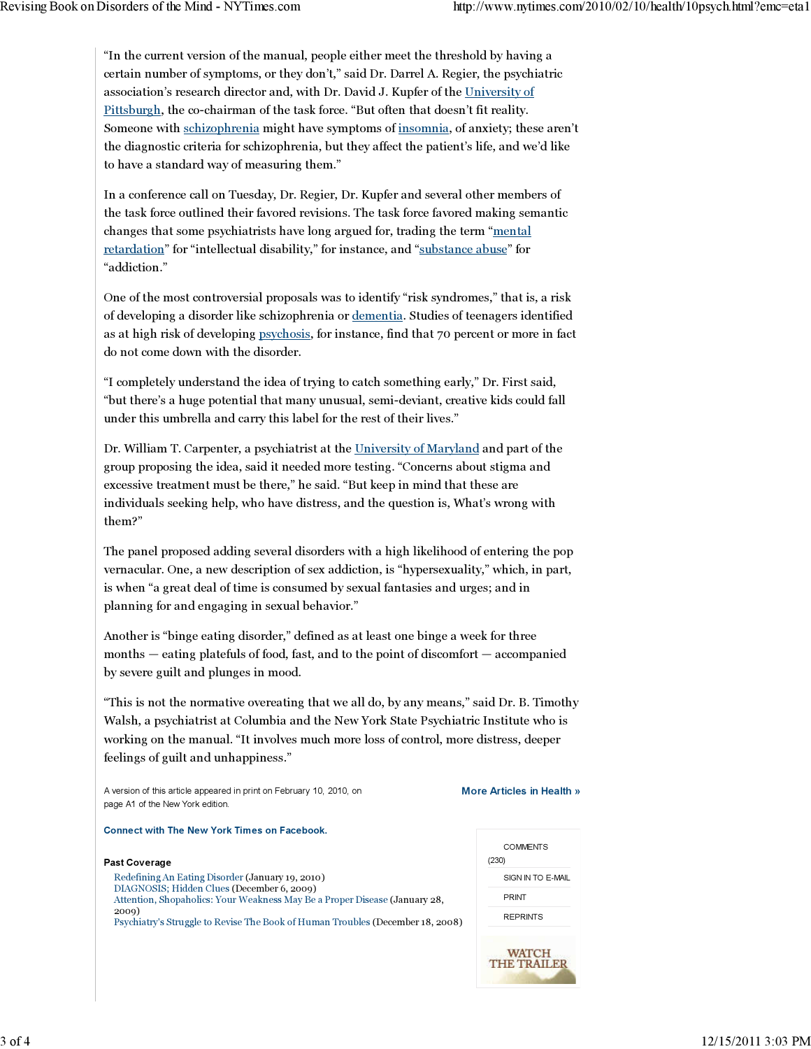"In the current version of the manual, people either meet the threshold by having a certain number of symptoms, or they don't," said Dr. Darrel A. Regier, the psychiatric association's research director and, with Dr. David J. Kupfer of the University of Pittsburgh, the co-chairman of the task force. "But often that doesn't fit reality. Someone with schizophrenia might have symptoms of insomnia, of anxiety; these aren't the diagnostic criteria for schizophrenia, but they affect the patient's life, and we'd like to have a standard way of measuring them."

In a conference call on Tuesday, Dr. Regier, Dr. Kupfer and several other members of the task force outlined their favored revisions. The task force favored making semantic changes that some psychiatrists have long argued for, trading the term "mental retardation" for "intellectual disability," for instance, and "substance abuse" for "addiction."

One of the most controversial proposals was to identify "risk syndromes," that is, a risk of developing a disorder like schizophrenia or dementia. Studies of teenagers identified as at high risk of developing psychosis, for instance, find that 70 percent or more in fact do not come down with the disorder.

"I completely understand the idea of trying to catch something early," Dr. First said, "but there's a huge potential that many unusual, semi-deviant, creative kids could fall under this umbrella and carry this label for the rest of their lives."

Dr. William T. Carpenter, a psychiatrist at the University of Maryland and part of the group proposing the idea, said it needed more testing. "Concerns about stigma and excessive treatment must be there," he said. "But keep in mind that these are individuals seeking help, who have distress, and the question is, What's wrong with them?"

The panel proposed adding several disorders with a high likelihood of entering the pop vernacular. One, a new description of sex addiction, is "hypersexuality," which, in part, is when "a great deal of time is consumed by sexual fantasies and urges; and in planning for and engaging in sexual behavior."

Another is "binge eating disorder," defined as at least one binge a week for three months — eating platefuls of food, fast, and to the point of discomfort — accompanied by severe guilt and plunges in mood.

"This is not the normative overeating that we all do, by any means," said Dr. B. Timothy Walsh, a psychiatrist at Columbia and the New York State Psychiatric Institute who is working on the manual. "It involves much more loss of control, more distress, deeper feelings of guilt and unhappiness."

A version of this article appeared in print on February 10, 2010, on page A1 of the New York edition.

More Articles in Health »

Connect with The New York Times on Facebook.

**Past Coverage**

- Redefining An Eating Disorder (January 19, 2010)
- DIAGNOSIS; Hidden Clues (December 6, 2009)
- Attention, Shopaholics: Your Weakness May Be a Proper Disease (January 28, 2009)
- Psychiatry's Struggle to Revise The Book of Human Troubles (December 18, 2008)

COMMENTS (230)

SIGN IN TO E-MAIL

PRINT

REPRINTS

WATCH THE TRAILER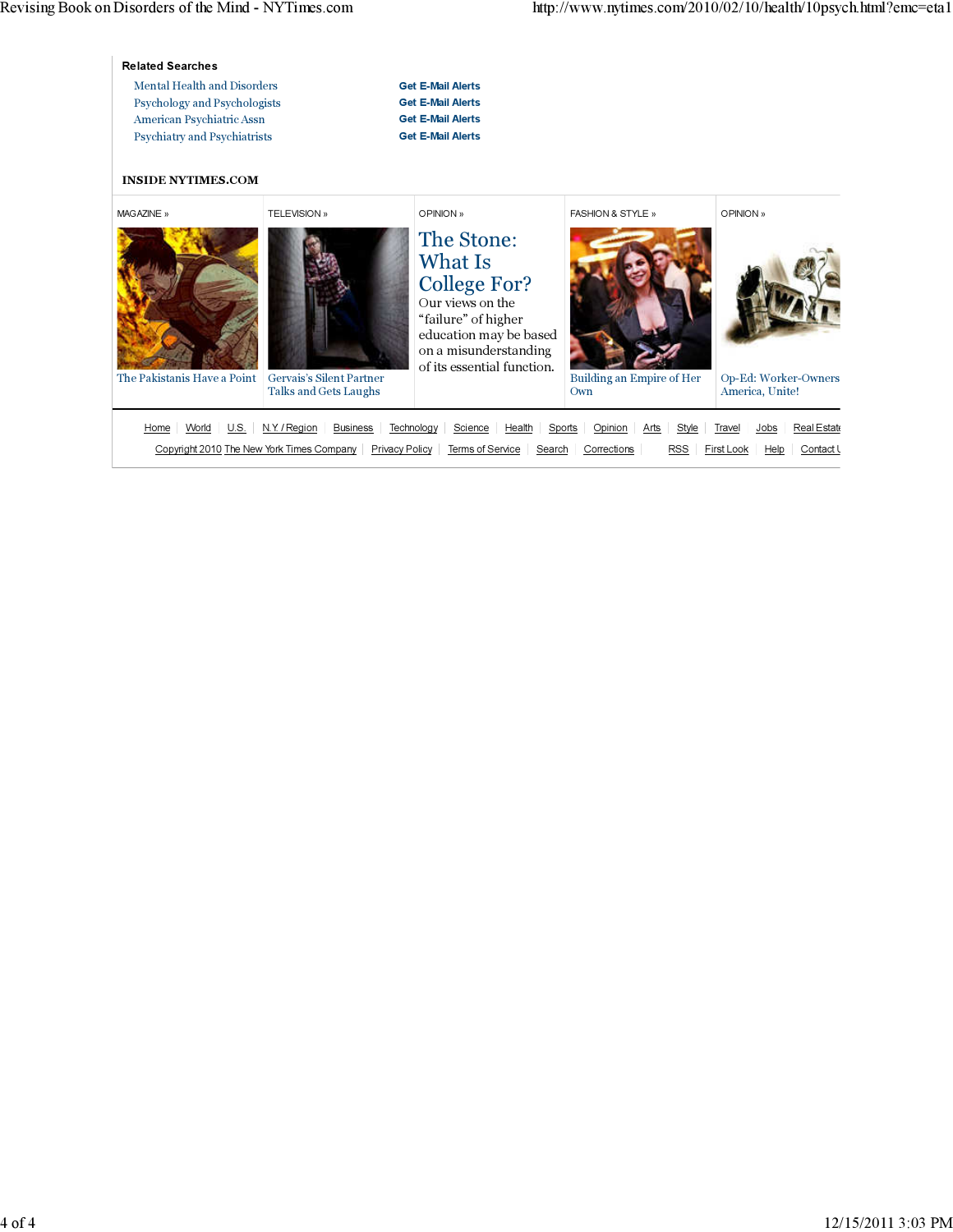**Related Searches**

- Mental Health and Disorders — Get E-Mail Alerts
- Psychology and Psychologists — Get E-Mail Alerts
- American Psychiatric Assn — Get E-Mail Alerts
- Psychiatry and Psychiatrists — Get E-Mail Alerts

**INSIDE NYTIMES.COM**

MAGAZINE »

The Pakistanis Have a Point

TELEVISION »

Gervais's Silent Partner Talks and Gets Laughs

OPINION »

## The Stone: What Is College For?

Our views on the "failure" of higher education may be based on a misunderstanding of its essential function.

FASHION & STYLE »

Building an Empire of Her Own

OPINION »

Op-Ed: Worker-Owners America, Unite!

Home | World | U.S. | N.Y. / Region | Business | Technology | Science | Health | Sports | Opinion | Arts | Style | Travel | Jobs | Real Estate

Copyright 2010 The New York Times Company | Privacy Policy | Terms of Service | Search | Corrections | RSS | First Look | Help | Contact U